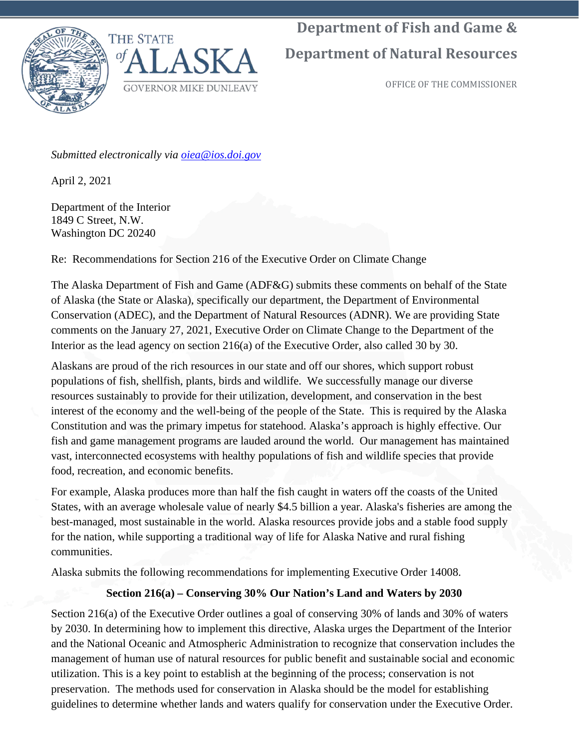THE STATE of ALASKA

GOVERNOR MIKE DUNLEAVY

**Department of Fish and Game &**

**Department of Natural Resources**

OFFICE OF THE COMMISSIONER

*Submitted electronically via [oiea@ios.doi.gov](mailto:oiea@ios.doi.gov)*

April 2, 2021

Department of the Interior
1849 C Street, N.W.
Washington DC 20240

Re: Recommendations for Section 216 of the Executive Order on Climate Change

The Alaska Department of Fish and Game (ADF&G) submits these comments on behalf of the State of Alaska (the State or Alaska), specifically our department, the Department of Environmental Conservation (ADEC), and the Department of Natural Resources (ADNR). We are providing State comments on the January 27, 2021, Executive Order on Climate Change to the Department of the Interior as the lead agency on section 216(a) of the Executive Order, also called 30 by 30.

Alaskans are proud of the rich resources in our state and off our shores, which support robust populations of fish, shellfish, plants, birds and wildlife. We successfully manage our diverse resources sustainably to provide for their utilization, development, and conservation in the best interest of the economy and the well-being of the people of the State. This is required by the Alaska Constitution and was the primary impetus for statehood. Alaska's approach is highly effective. Our fish and game management programs are lauded around the world. Our management has maintained vast, interconnected ecosystems with healthy populations of fish and wildlife species that provide food, recreation, and economic benefits.

For example, Alaska produces more than half the fish caught in waters off the coasts of the United States, with an average wholesale value of nearly $4.5 billion a year. Alaska's fisheries are among the best-managed, most sustainable in the world. Alaska resources provide jobs and a stable food supply for the nation, while supporting a traditional way of life for Alaska Native and rural fishing communities.

Alaska submits the following recommendations for implementing Executive Order 14008.

**Section 216(a) – Conserving 30% Our Nation's Land and Waters by 2030**

Section 216(a) of the Executive Order outlines a goal of conserving 30% of lands and 30% of waters by 2030. In determining how to implement this directive, Alaska urges the Department of the Interior and the National Oceanic and Atmospheric Administration to recognize that conservation includes the management of human use of natural resources for public benefit and sustainable social and economic utilization. This is a key point to establish at the beginning of the process; conservation is not preservation. The methods used for conservation in Alaska should be the model for establishing guidelines to determine whether lands and waters qualify for conservation under the Executive Order.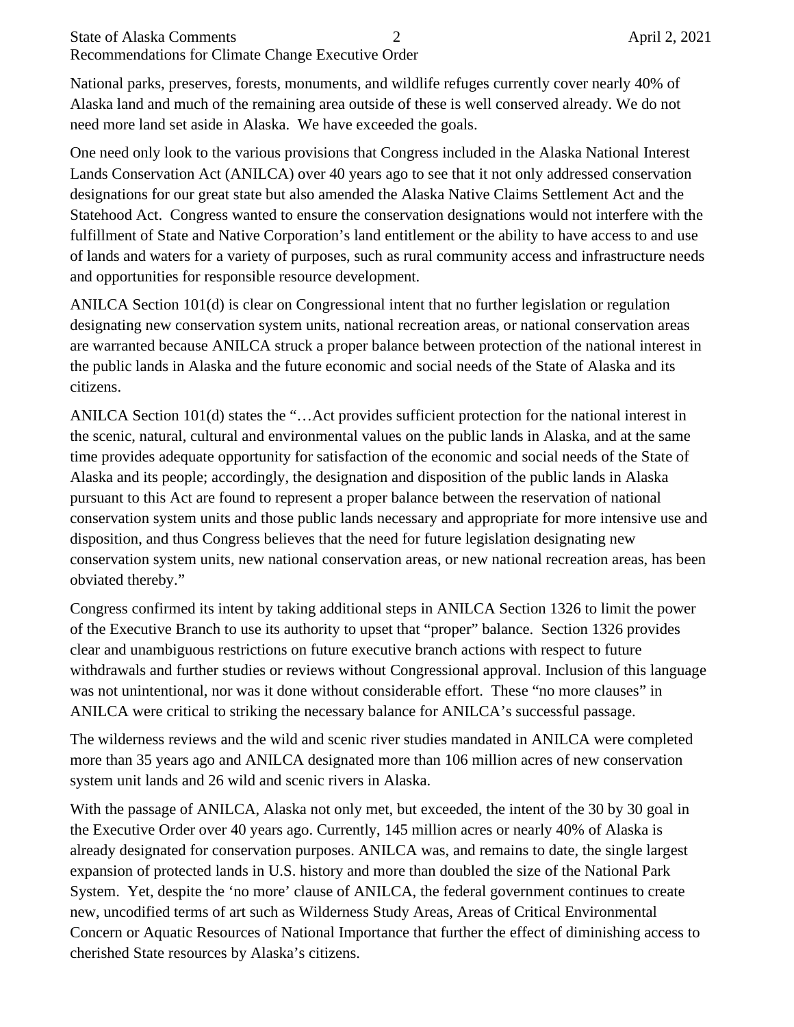National parks, preserves, forests, monuments, and wildlife refuges currently cover nearly 40% of Alaska land and much of the remaining area outside of these is well conserved already. We do not need more land set aside in Alaska. We have exceeded the goals.

One need only look to the various provisions that Congress included in the Alaska National Interest Lands Conservation Act (ANILCA) over 40 years ago to see that it not only addressed conservation designations for our great state but also amended the Alaska Native Claims Settlement Act and the Statehood Act. Congress wanted to ensure the conservation designations would not interfere with the fulfillment of State and Native Corporation's land entitlement or the ability to have access to and use of lands and waters for a variety of purposes, such as rural community access and infrastructure needs and opportunities for responsible resource development.

ANILCA Section 101(d) is clear on Congressional intent that no further legislation or regulation designating new conservation system units, national recreation areas, or national conservation areas are warranted because ANILCA struck a proper balance between protection of the national interest in the public lands in Alaska and the future economic and social needs of the State of Alaska and its citizens.

ANILCA Section 101(d) states the "…Act provides sufficient protection for the national interest in the scenic, natural, cultural and environmental values on the public lands in Alaska, and at the same time provides adequate opportunity for satisfaction of the economic and social needs of the State of Alaska and its people; accordingly, the designation and disposition of the public lands in Alaska pursuant to this Act are found to represent a proper balance between the reservation of national conservation system units and those public lands necessary and appropriate for more intensive use and disposition, and thus Congress believes that the need for future legislation designating new conservation system units, new national conservation areas, or new national recreation areas, has been obviated thereby."

Congress confirmed its intent by taking additional steps in ANILCA Section 1326 to limit the power of the Executive Branch to use its authority to upset that "proper" balance. Section 1326 provides clear and unambiguous restrictions on future executive branch actions with respect to future withdrawals and further studies or reviews without Congressional approval. Inclusion of this language was not unintentional, nor was it done without considerable effort. These "no more clauses" in ANILCA were critical to striking the necessary balance for ANILCA's successful passage.

The wilderness reviews and the wild and scenic river studies mandated in ANILCA were completed more than 35 years ago and ANILCA designated more than 106 million acres of new conservation system unit lands and 26 wild and scenic rivers in Alaska.

With the passage of ANILCA, Alaska not only met, but exceeded, the intent of the 30 by 30 goal in the Executive Order over 40 years ago. Currently, 145 million acres or nearly 40% of Alaska is already designated for conservation purposes. ANILCA was, and remains to date, the single largest expansion of protected lands in U.S. history and more than doubled the size of the National Park System. Yet, despite the 'no more' clause of ANILCA, the federal government continues to create new, uncodified terms of art such as Wilderness Study Areas, Areas of Critical Environmental Concern or Aquatic Resources of National Importance that further the effect of diminishing access to cherished State resources by Alaska's citizens.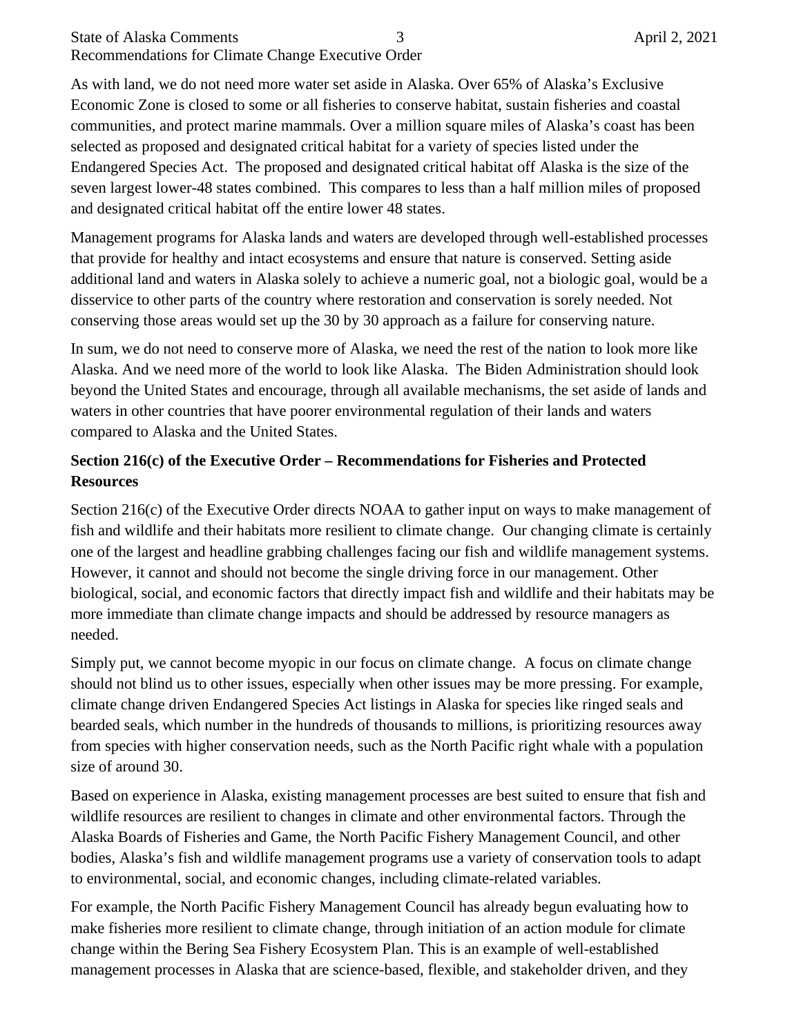As with land, we do not need more water set aside in Alaska. Over 65% of Alaska's Exclusive Economic Zone is closed to some or all fisheries to conserve habitat, sustain fisheries and coastal communities, and protect marine mammals. Over a million square miles of Alaska's coast has been selected as proposed and designated critical habitat for a variety of species listed under the Endangered Species Act. The proposed and designated critical habitat off Alaska is the size of the seven largest lower-48 states combined. This compares to less than a half million miles of proposed and designated critical habitat off the entire lower 48 states.

Management programs for Alaska lands and waters are developed through well-established processes that provide for healthy and intact ecosystems and ensure that nature is conserved. Setting aside additional land and waters in Alaska solely to achieve a numeric goal, not a biologic goal, would be a disservice to other parts of the country where restoration and conservation is sorely needed. Not conserving those areas would set up the 30 by 30 approach as a failure for conserving nature.

In sum, we do not need to conserve more of Alaska, we need the rest of the nation to look more like Alaska. And we need more of the world to look like Alaska. The Biden Administration should look beyond the United States and encourage, through all available mechanisms, the set aside of lands and waters in other countries that have poorer environmental regulation of their lands and waters compared to Alaska and the United States.

**Section 216(c) of the Executive Order – Recommendations for Fisheries and Protected Resources**

Section 216(c) of the Executive Order directs NOAA to gather input on ways to make management of fish and wildlife and their habitats more resilient to climate change. Our changing climate is certainly one of the largest and headline grabbing challenges facing our fish and wildlife management systems. However, it cannot and should not become the single driving force in our management. Other biological, social, and economic factors that directly impact fish and wildlife and their habitats may be more immediate than climate change impacts and should be addressed by resource managers as needed.

Simply put, we cannot become myopic in our focus on climate change. A focus on climate change should not blind us to other issues, especially when other issues may be more pressing. For example, climate change driven Endangered Species Act listings in Alaska for species like ringed seals and bearded seals, which number in the hundreds of thousands to millions, is prioritizing resources away from species with higher conservation needs, such as the North Pacific right whale with a population size of around 30.

Based on experience in Alaska, existing management processes are best suited to ensure that fish and wildlife resources are resilient to changes in climate and other environmental factors. Through the Alaska Boards of Fisheries and Game, the North Pacific Fishery Management Council, and other bodies, Alaska's fish and wildlife management programs use a variety of conservation tools to adapt to environmental, social, and economic changes, including climate-related variables.

For example, the North Pacific Fishery Management Council has already begun evaluating how to make fisheries more resilient to climate change, through initiation of an action module for climate change within the Bering Sea Fishery Ecosystem Plan. This is an example of well-established management processes in Alaska that are science-based, flexible, and stakeholder driven, and they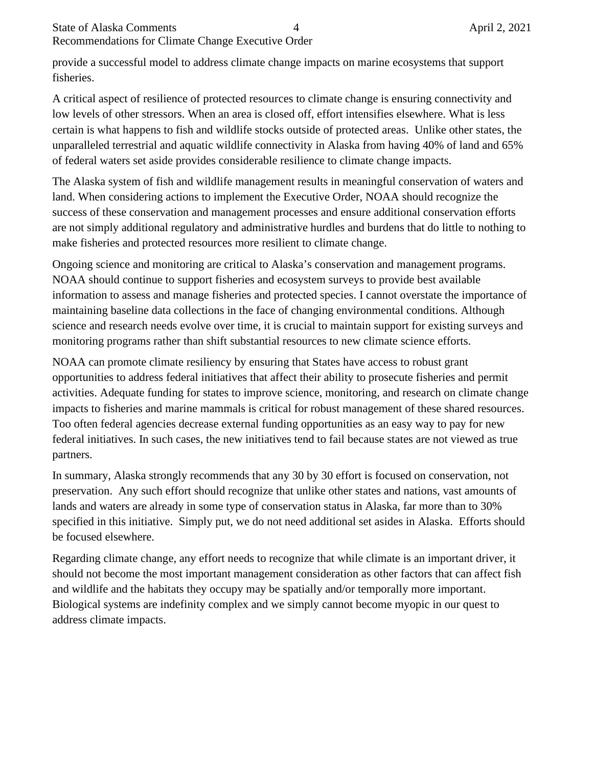provide a successful model to address climate change impacts on marine ecosystems that support fisheries.

A critical aspect of resilience of protected resources to climate change is ensuring connectivity and low levels of other stressors. When an area is closed off, effort intensifies elsewhere. What is less certain is what happens to fish and wildlife stocks outside of protected areas. Unlike other states, the unparalleled terrestrial and aquatic wildlife connectivity in Alaska from having 40% of land and 65% of federal waters set aside provides considerable resilience to climate change impacts.

The Alaska system of fish and wildlife management results in meaningful conservation of waters and land. When considering actions to implement the Executive Order, NOAA should recognize the success of these conservation and management processes and ensure additional conservation efforts are not simply additional regulatory and administrative hurdles and burdens that do little to nothing to make fisheries and protected resources more resilient to climate change.

Ongoing science and monitoring are critical to Alaska's conservation and management programs. NOAA should continue to support fisheries and ecosystem surveys to provide best available information to assess and manage fisheries and protected species. I cannot overstate the importance of maintaining baseline data collections in the face of changing environmental conditions. Although science and research needs evolve over time, it is crucial to maintain support for existing surveys and monitoring programs rather than shift substantial resources to new climate science efforts.

NOAA can promote climate resiliency by ensuring that States have access to robust grant opportunities to address federal initiatives that affect their ability to prosecute fisheries and permit activities. Adequate funding for states to improve science, monitoring, and research on climate change impacts to fisheries and marine mammals is critical for robust management of these shared resources. Too often federal agencies decrease external funding opportunities as an easy way to pay for new federal initiatives. In such cases, the new initiatives tend to fail because states are not viewed as true partners.

In summary, Alaska strongly recommends that any 30 by 30 effort is focused on conservation, not preservation. Any such effort should recognize that unlike other states and nations, vast amounts of lands and waters are already in some type of conservation status in Alaska, far more than to 30% specified in this initiative. Simply put, we do not need additional set asides in Alaska. Efforts should be focused elsewhere.

Regarding climate change, any effort needs to recognize that while climate is an important driver, it should not become the most important management consideration as other factors that can affect fish and wildlife and the habitats they occupy may be spatially and/or temporally more important. Biological systems are indefinity complex and we simply cannot become myopic in our quest to address climate impacts.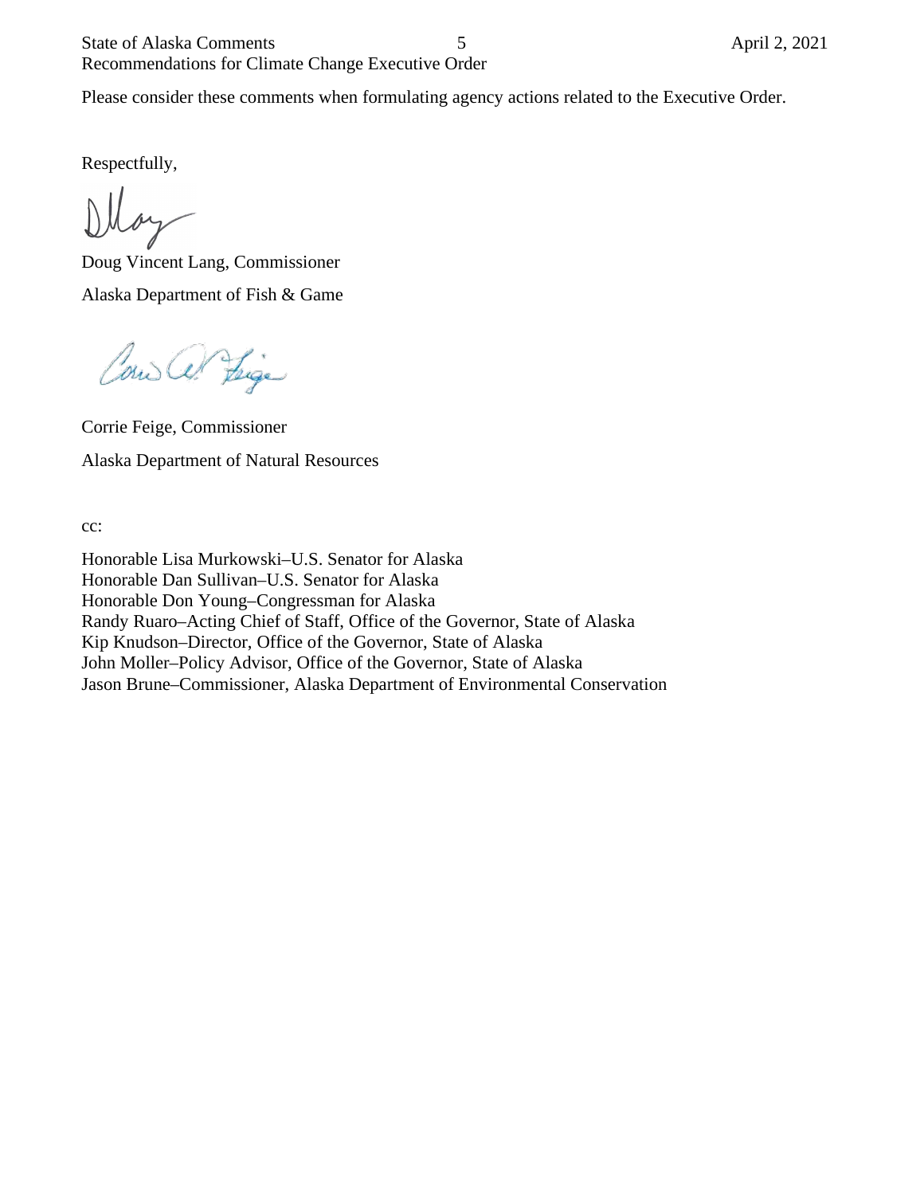Please consider these comments when formulating agency actions related to the Executive Order.

Respectfully,

Doug Vincent Lang, Commissioner

Alaska Department of Fish & Game

Corrie Feige, Commissioner

Alaska Department of Natural Resources

cc:

Honorable Lisa Murkowski–U.S. Senator for Alaska  
Honorable Dan Sullivan–U.S. Senator for Alaska  
Honorable Don Young–Congressman for Alaska  
Randy Ruaro–Acting Chief of Staff, Office of the Governor, State of Alaska  
Kip Knudson–Director, Office of the Governor, State of Alaska  
John Moller–Policy Advisor, Office of the Governor, State of Alaska  
Jason Brune–Commissioner, Alaska Department of Environmental Conservation